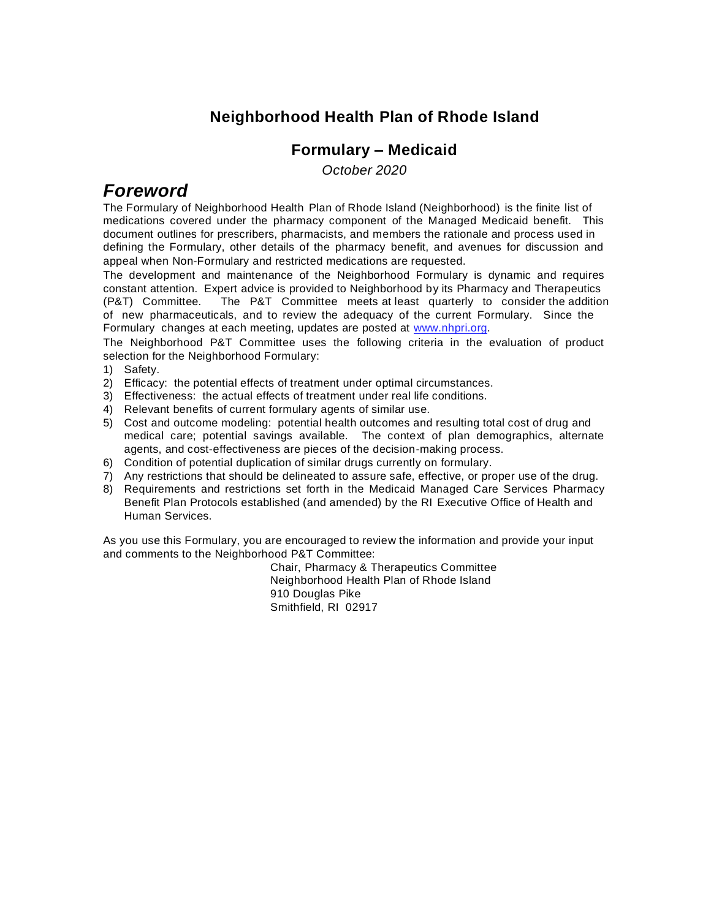# Neighborhood Health Plan of Rhode Island

## Formulary – Medicaid

*October 2020*

## *Foreword*

The Formulary of Neighborhood Health Plan of Rhode Island (Neighborhood) is the finite list of medications covered under the pharmacy component of the Managed Medicaid benefit. This document outlines for prescribers, pharmacists, and members the rationale and process used in defining the Formulary, other details of the pharmacy benefit, and avenues for discussion and appeal when Non-Formulary and restricted medications are requested.

The development and maintenance of the Neighborhood Formulary is dynamic and requires constant attention. Expert advice is provided to Neighborhood by its Pharmacy and Therapeutics (P&T) Committee. The P&T Committee meets at least quarterly to consider the addition of new pharmaceuticals, and to review the adequacy of the current Formulary. Since the Formulary changes at each meeting, updates are posted at [www.nhpri.org](http://www.nhpri.org).

The Neighborhood P&T Committee uses the following criteria in the evaluation of product selection for the Neighborhood Formulary:

1) Safety.
2) Efficacy: the potential effects of treatment under optimal circumstances.
3) Effectiveness: the actual effects of treatment under real life conditions.
4) Relevant benefits of current formulary agents of similar use.
5) Cost and outcome modeling: potential health outcomes and resulting total cost of drug and medical care; potential savings available. The context of plan demographics, alternate agents, and cost-effectiveness are pieces of the decision-making process.
6) Condition of potential duplication of similar drugs currently on formulary.
7) Any restrictions that should be delineated to assure safe, effective, or proper use of the drug.
8) Requirements and restrictions set forth in the Medicaid Managed Care Services Pharmacy Benefit Plan Protocols established (and amended) by the RI Executive Office of Health and Human Services.

As you use this Formulary, you are encouraged to review the information and provide your input and comments to the Neighborhood P&T Committee:

Chair, Pharmacy & Therapeutics Committee
Neighborhood Health Plan of Rhode Island
910 Douglas Pike
Smithfield, RI 02917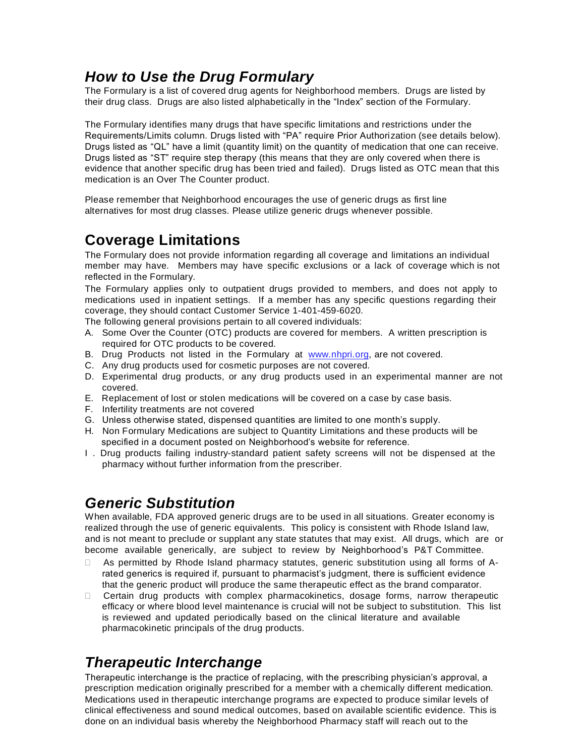## *How to Use the Drug Formulary*

The Formulary is a list of covered drug agents for Neighborhood members. Drugs are listed by their drug class. Drugs are also listed alphabetically in the "Index" section of the Formulary.

The Formulary identifies many drugs that have specific limitations and restrictions under the Requirements/Limits column. Drugs listed with "PA" require Prior Authorization (see details below). Drugs listed as "QL" have a limit (quantity limit) on the quantity of medication that one can receive. Drugs listed as "ST" require step therapy (this means that they are only covered when there is evidence that another specific drug has been tried and failed). Drugs listed as OTC mean that this medication is an Over The Counter product.

Please remember that Neighborhood encourages the use of generic drugs as first line alternatives for most drug classes. Please utilize generic drugs whenever possible.

## Coverage Limitations

The Formulary does not provide information regarding all coverage and limitations an individual member may have. Members may have specific exclusions or a lack of coverage which is not reflected in the Formulary.

The Formulary applies only to outpatient drugs provided to members, and does not apply to medications used in inpatient settings. If a member has any specific questions regarding their coverage, they should contact Customer Service 1-401-459-6020.

The following general provisions pertain to all covered individuals:

A. Some Over the Counter (OTC) products are covered for members. A written prescription is required for OTC products to be covered.
B. Drug Products not listed in the Formulary at www.nhpri.org, are not covered.
C. Any drug products used for cosmetic purposes are not covered.
D. Experimental drug products, or any drug products used in an experimental manner are not covered.
E. Replacement of lost or stolen medications will be covered on a case by case basis.
F. Infertility treatments are not covered
G. Unless otherwise stated, dispensed quantities are limited to one month's supply.
H. Non Formulary Medications are subject to Quantity Limitations and these products will be specified in a document posted on Neighborhood's website for reference.
I. Drug products failing industry-standard patient safety screens will not be dispensed at the pharmacy without further information from the prescriber.

## *Generic Substitution*

When available, FDA approved generic drugs are to be used in all situations. Greater economy is realized through the use of generic equivalents. This policy is consistent with Rhode Island law, and is not meant to preclude or supplant any state statutes that may exist. All drugs, which are or become available generically, are subject to review by Neighborhood's P&T Committee.

- As permitted by Rhode Island pharmacy statutes, generic substitution using all forms of A-rated generics is required if, pursuant to pharmacist's judgment, there is sufficient evidence that the generic product will produce the same therapeutic effect as the brand comparator.
- Certain drug products with complex pharmacokinetics, dosage forms, narrow therapeutic efficacy or where blood level maintenance is crucial will not be subject to substitution. This list is reviewed and updated periodically based on the clinical literature and available pharmacokinetic principals of the drug products.

## *Therapeutic Interchange*

Therapeutic interchange is the practice of replacing, with the prescribing physician's approval, a prescription medication originally prescribed for a member with a chemically different medication. Medications used in therapeutic interchange programs are expected to produce similar levels of clinical effectiveness and sound medical outcomes, based on available scientific evidence. This is done on an individual basis whereby the Neighborhood Pharmacy staff will reach out to the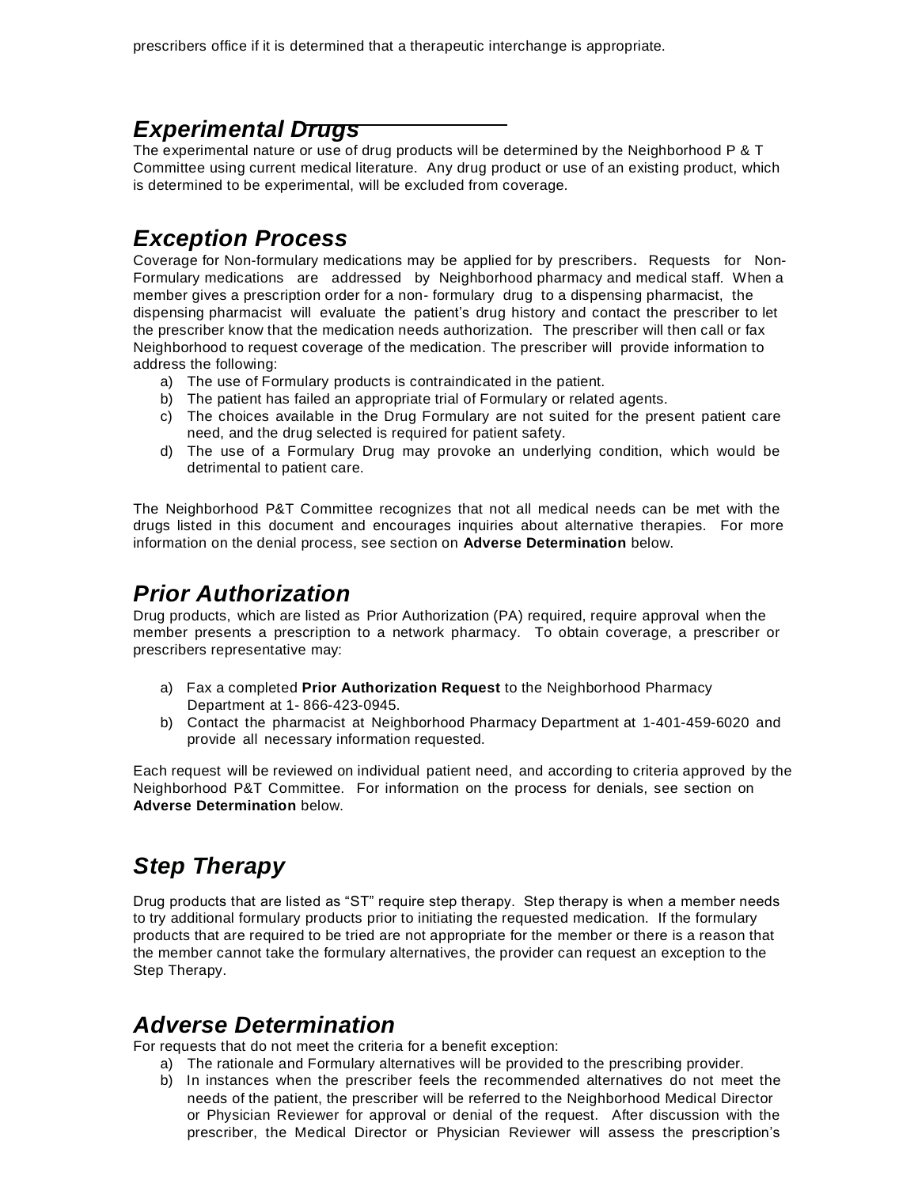prescribers office if it is determined that a therapeutic interchange is appropriate.

## *Experimental Drugs*

The experimental nature or use of drug products will be determined by the Neighborhood P & T Committee using current medical literature. Any drug product or use of an existing product, which is determined to be experimental, will be excluded from coverage.

## *Exception Process*

Coverage for Non-formulary medications may be applied for by prescribers. Requests for Non-Formulary medications are addressed by Neighborhood pharmacy and medical staff. When a member gives a prescription order for a non- formulary drug to a dispensing pharmacist, the dispensing pharmacist will evaluate the patient's drug history and contact the prescriber to let the prescriber know that the medication needs authorization. The prescriber will then call or fax Neighborhood to request coverage of the medication. The prescriber will provide information to address the following:

a) The use of Formulary products is contraindicated in the patient.
b) The patient has failed an appropriate trial of Formulary or related agents.
c) The choices available in the Drug Formulary are not suited for the present patient care need, and the drug selected is required for patient safety.
d) The use of a Formulary Drug may provoke an underlying condition, which would be detrimental to patient care.

The Neighborhood P&T Committee recognizes that not all medical needs can be met with the drugs listed in this document and encourages inquiries about alternative therapies. For more information on the denial process, see section on **Adverse Determination** below.

## *Prior Authorization*

Drug products, which are listed as Prior Authorization (PA) required, require approval when the member presents a prescription to a network pharmacy. To obtain coverage, a prescriber or prescribers representative may:

a) Fax a completed **Prior Authorization Request** to the Neighborhood Pharmacy Department at 1- 866-423-0945.
b) Contact the pharmacist at Neighborhood Pharmacy Department at 1-401-459-6020 and provide all necessary information requested.

Each request will be reviewed on individual patient need, and according to criteria approved by the Neighborhood P&T Committee. For information on the process for denials, see section on **Adverse Determination** below.

## *Step Therapy*

Drug products that are listed as "ST" require step therapy. Step therapy is when a member needs to try additional formulary products prior to initiating the requested medication. If the formulary products that are required to be tried are not appropriate for the member or there is a reason that the member cannot take the formulary alternatives, the provider can request an exception to the Step Therapy.

## *Adverse Determination*

For requests that do not meet the criteria for a benefit exception:

a) The rationale and Formulary alternatives will be provided to the prescribing provider.
b) In instances when the prescriber feels the recommended alternatives do not meet the needs of the patient, the prescriber will be referred to the Neighborhood Medical Director or Physician Reviewer for approval or denial of the request. After discussion with the prescriber, the Medical Director or Physician Reviewer will assess the prescription's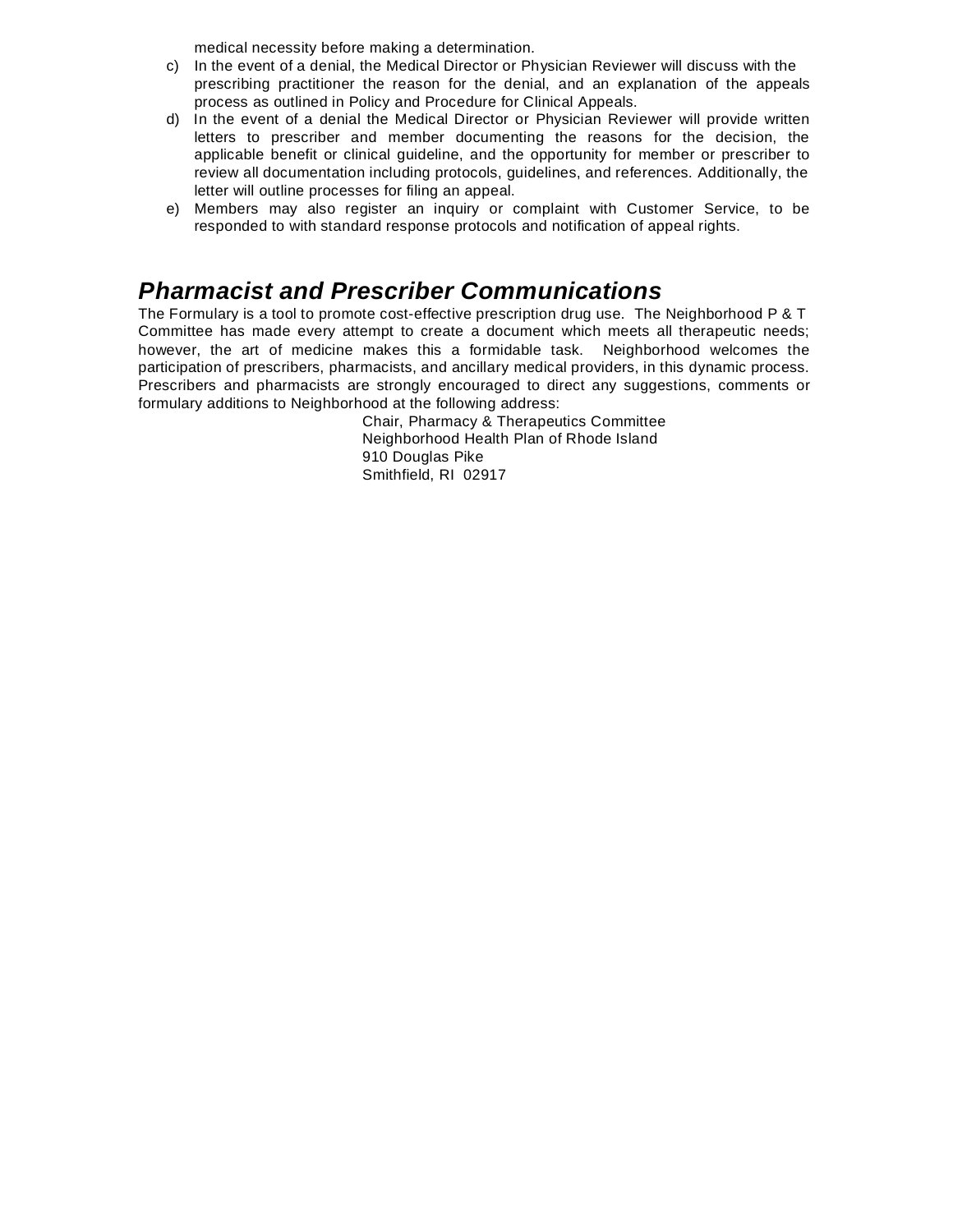medical necessity before making a determination.

c) In the event of a denial, the Medical Director or Physician Reviewer will discuss with the prescribing practitioner the reason for the denial, and an explanation of the appeals process as outlined in Policy and Procedure for Clinical Appeals.
d) In the event of a denial the Medical Director or Physician Reviewer will provide written letters to prescriber and member documenting the reasons for the decision, the applicable benefit or clinical guideline, and the opportunity for member or prescriber to review all documentation including protocols, guidelines, and references. Additionally, the letter will outline processes for filing an appeal.
e) Members may also register an inquiry or complaint with Customer Service, to be responded to with standard response protocols and notification of appeal rights.

## *Pharmacist and Prescriber Communications*

The Formulary is a tool to promote cost-effective prescription drug use. The Neighborhood P & T Committee has made every attempt to create a document which meets all therapeutic needs; however, the art of medicine makes this a formidable task. Neighborhood welcomes the participation of prescribers, pharmacists, and ancillary medical providers, in this dynamic process. Prescribers and pharmacists are strongly encouraged to direct any suggestions, comments or formulary additions to Neighborhood at the following address:

Chair, Pharmacy & Therapeutics Committee
Neighborhood Health Plan of Rhode Island
910 Douglas Pike
Smithfield, RI 02917